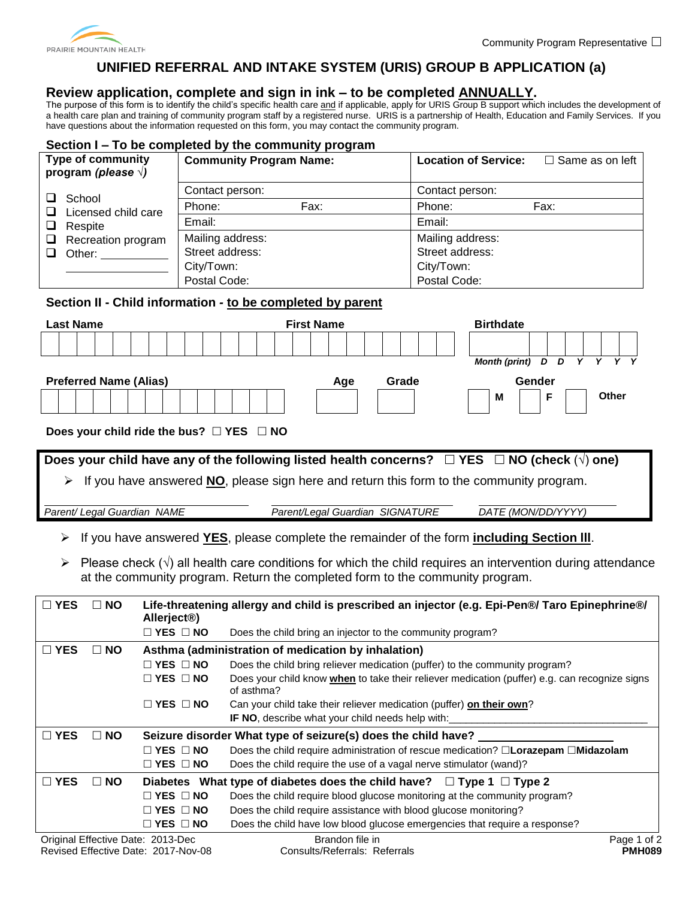PRAIRIE MOUNTAIN HEALTH

Community Program Representative ☐

# UNIFIED REFERRAL AND INTAKE SYSTEM (URIS) GROUP B APPLICATION (a)

## Review application, complete and sign in ink – to be completed ANNUALLY.

The purpose of this form is to identify the child's specific health care and if applicable, apply for URIS Group B support which includes the development of a health care plan and training of community program staff by a registered nurse. URIS is a partnership of Health, Education and Family Services. If you have questions about the information requested on this form, you may contact the community program.

### Section I – To be completed by the community program

| Type of community program (please √) | Community Program Name: | Location of Service: ☐ Same as on left |
|---|---|---|
| ❑ School<br>❑ Licensed child care<br>❑ Respite<br>❑ Recreation program<br>❑ Other: ___________ | Contact person: | Contact person: |
| | Phone: Fax: | Phone: Fax: |
| | Email: | Email: |
| | Mailing address:<br>Street address:<br>City/Town:<br>Postal Code: | Mailing address:<br>Street address:<br>City/Town:<br>Postal Code: |

### Section II - Child information - to be completed by parent

| Last Name | First Name | Birthdate |
|---|---|---|
| | | Month (print) D D Y Y Y Y |

| Preferred Name (Alias) | Age | Grade | Gender |
|---|---|---|---|
| | | | ☐ M ☐ F ☐ Other |

**Does your child ride the bus?** ☐ YES ☐ NO

**Does your child have any of the following listed health concerns?** ☐ **YES** ☐ **NO (check (√) one)**

- If you have answered **NO**, please sign here and return this form to the community program.

_Parent/ Legal Guardian NAME_ ____________ _Parent/Legal Guardian SIGNATURE_ ____________ _DATE (MON/DD/YYYY)_ ____________

- If you have answered **YES**, please complete the remainder of the form **including Section III**.
- Please check (√) all health care conditions for which the child requires an intervention during attendance at the community program. Return the completed form to the community program.

| | | | |
|---|---|---|---|
| ☐ **YES** | ☐ **NO** | **Life-threatening allergy and child is prescribed an injector (e.g. Epi-Pen®/ Taro Epinephrine®/ Allerject®)** | |
| | | ☐ **YES** ☐ **NO** | Does the child bring an injector to the community program? |
| ☐ **YES** | ☐ **NO** | **Asthma (administration of medication by inhalation)** | |
| | | ☐ **YES** ☐ **NO** | Does the child bring reliever medication (puffer) to the community program? |
| | | ☐ **YES** ☐ **NO** | Does your child know **when** to take their reliever medication (puffer) e.g. can recognize signs of asthma? |
| | | ☐ **YES** ☐ **NO** | Can your child take their reliever medication (puffer) **on their own**?<br>**IF NO**, describe what your child needs help with:____________ |
| ☐ **YES** | ☐ **NO** | **Seizure disorder What type of seizure(s) does the child have?** ____________ | |
| | | ☐ **YES** ☐ **NO** | Does the child require administration of rescue medication? ☐**Lorazepam** ☐**Midazolam** |
| | | ☐ **YES** ☐ **NO** | Does the child require the use of a vagal nerve stimulator (wand)? |
| ☐ **YES** | ☐ **NO** | **Diabetes What type of diabetes does the child have?** ☐ **Type 1** ☐ **Type 2** | |
| | | ☐ **YES** ☐ **NO** | Does the child require blood glucose monitoring at the community program? |
| | | ☐ **YES** ☐ **NO** | Does the child require assistance with blood glucose monitoring? |
| | | ☐ **YES** ☐ **NO** | Does the child have low blood glucose emergencies that require a response? |

Original Effective Date: 2013-Dec
Revised Effective Date: 2017-Nov-08

Brandon file in
Consults/Referrals: Referrals

**PMH089**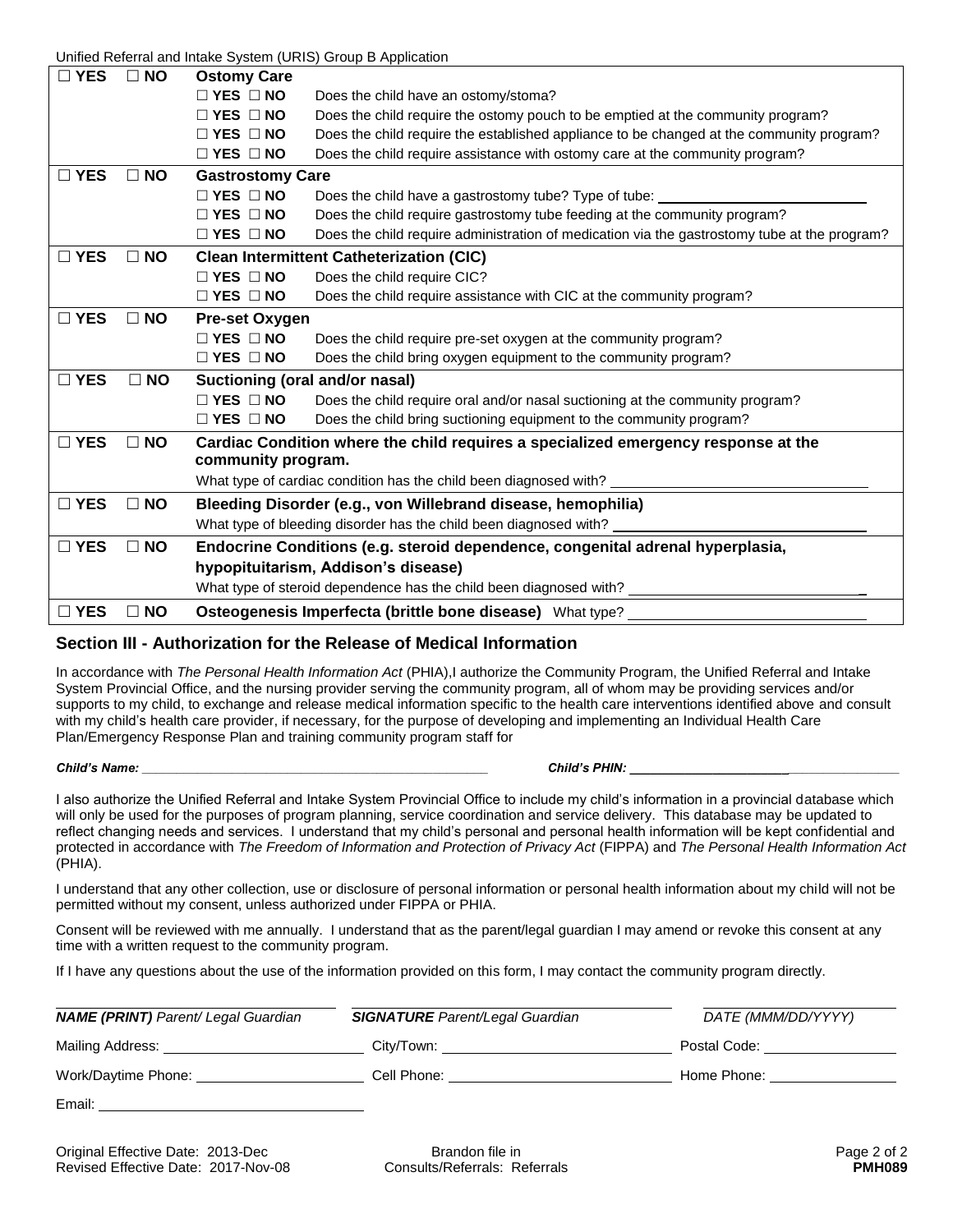Unified Referral and Intake System (URIS) Group B Application

| | | | |
|---|---|---|---|
| ☐ YES | ☐ NO | **Ostomy Care** | |
| | | ☐ YES ☐ NO | Does the child have an ostomy/stoma? |
| | | ☐ YES ☐ NO | Does the child require the ostomy pouch to be emptied at the community program? |
| | | ☐ YES ☐ NO | Does the child require the established appliance to be changed at the community program? |
| | | ☐ YES ☐ NO | Does the child require assistance with ostomy care at the community program? |
| ☐ YES | ☐ NO | **Gastrostomy Care** | |
| | | ☐ YES ☐ NO | Does the child have a gastrostomy tube? Type of tube: ____________________ |
| | | ☐ YES ☐ NO | Does the child require gastrostomy tube feeding at the community program? |
| | | ☐ YES ☐ NO | Does the child require administration of medication via the gastrostomy tube at the program? |
| ☐ YES | ☐ NO | **Clean Intermittent Catheterization (CIC)** | |
| | | ☐ YES ☐ NO | Does the child require CIC? |
| | | ☐ YES ☐ NO | Does the child require assistance with CIC at the community program? |
| ☐ YES | ☐ NO | **Pre-set Oxygen** | |
| | | ☐ YES ☐ NO | Does the child require pre-set oxygen at the community program? |
| | | ☐ YES ☐ NO | Does the child bring oxygen equipment to the community program? |
| ☐ YES | ☐ NO | **Suctioning (oral and/or nasal)** | |
| | | ☐ YES ☐ NO | Does the child require oral and/or nasal suctioning at the community program? |
| | | ☐ YES ☐ NO | Does the child bring suctioning equipment to the community program? |
| ☐ YES | ☐ NO | **Cardiac Condition where the child requires a specialized emergency response at the community program.** | |
| | | What type of cardiac condition has the child been diagnosed with? ____________________ | |
| ☐ YES | ☐ NO | **Bleeding Disorder (e.g., von Willebrand disease, hemophilia)** | |
| | | What type of bleeding disorder has the child been diagnosed with? ____________________ | |
| ☐ YES | ☐ NO | **Endocrine Conditions (e.g. steroid dependence, congenital adrenal hyperplasia, hypopituitarism, Addison's disease)** | |
| | | What type of steroid dependence has the child been diagnosed with? ____________________ | |
| ☐ YES | ☐ NO | **Osteogenesis Imperfecta (brittle bone disease)** What type? ____________________ | |

## Section III - Authorization for the Release of Medical Information

In accordance with *The Personal Health Information Act* (PHIA),I authorize the Community Program, the Unified Referral and Intake System Provincial Office, and the nursing provider serving the community program, all of whom may be providing services and/or supports to my child, to exchange and release medical information specific to the health care interventions identified above and consult with my child's health care provider, if necessary, for the purpose of developing and implementing an Individual Health Care Plan/Emergency Response Plan and training community program staff for

***Child's Name:*** ________________________________________ ***Child's PHIN:*** ____________________

I also authorize the Unified Referral and Intake System Provincial Office to include my child's information in a provincial database which will only be used for the purposes of program planning, service coordination and service delivery. This database may be updated to reflect changing needs and services. I understand that my child's personal and personal health information will be kept confidential and protected in accordance with *The Freedom of Information and Protection of Privacy Act* (FIPPA) and *The Personal Health Information Act* (PHIA).

I understand that any other collection, use or disclosure of personal information or personal health information about my child will not be permitted without my consent, unless authorized under FIPPA or PHIA.

Consent will be reviewed with me annually. I understand that as the parent/legal guardian I may amend or revoke this consent at any time with a written request to the community program.

If I have any questions about the use of the information provided on this form, I may contact the community program directly.

| | | |
|---|---|---|
| ***NAME (PRINT)** Parent/ Legal Guardian* | ***SIGNATURE** Parent/Legal Guardian* | *DATE (MMM/DD/YYYY)* |
| Mailing Address: ____________________ | City/Town: ____________________ | Postal Code: ____________ |
| Work/Daytime Phone: ____________________ | Cell Phone: ____________________ | Home Phone: ____________ |
| Email: ____________________ | | |

Original Effective Date: 2013-Dec
Revised Effective Date: 2017-Nov-08

Brandon file in
Consults/Referrals: Referrals

**PMH089**